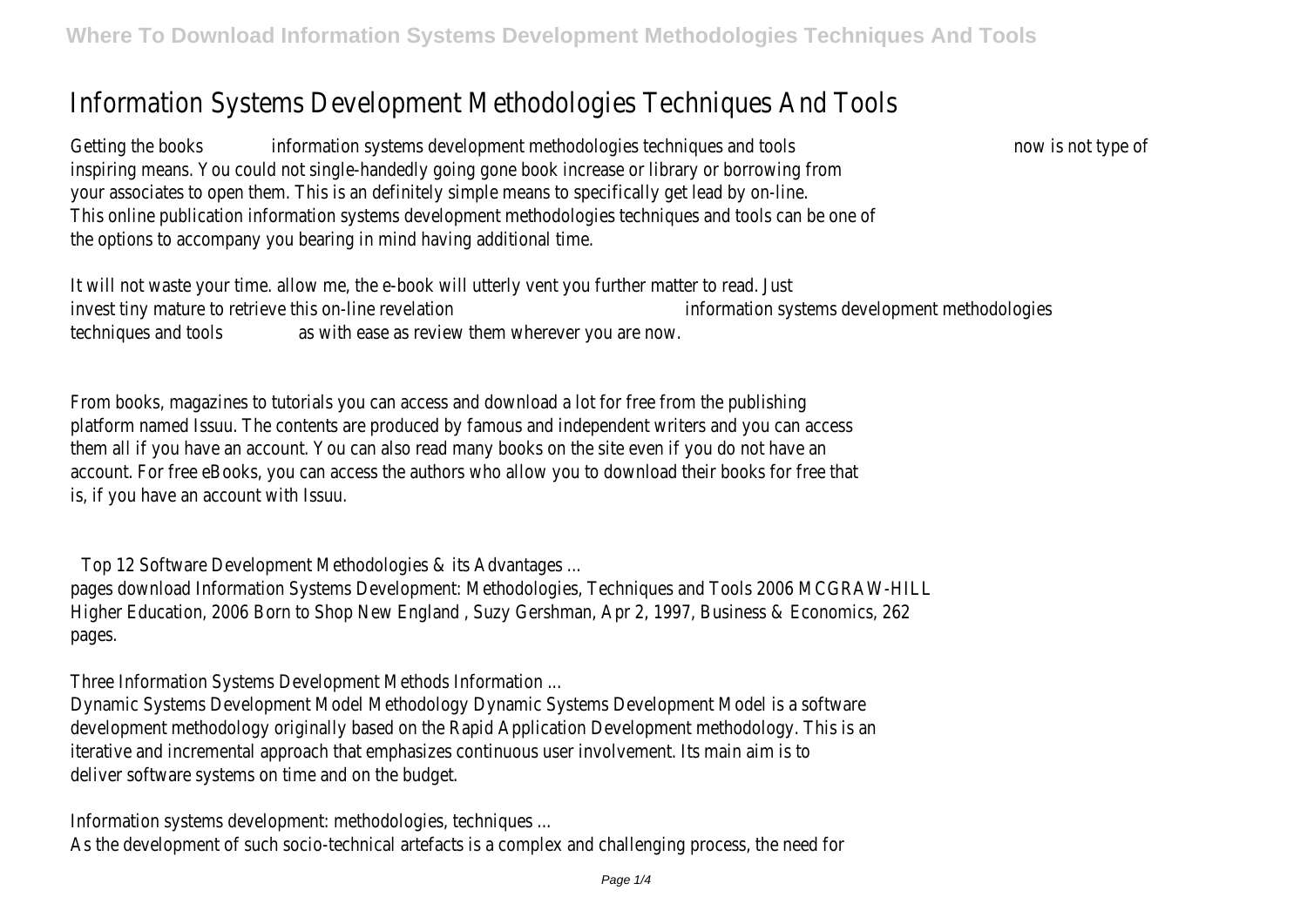# Information Systems Development Methodologies Techniques And Tools

Getting the books **information systems development methodologies techniques and tools** now is not type of inspiring means. You could not single-handedly going gone book increase or library or borrowing from your associates to open them. This is an definitely simple means to specifically get lead by on-line. This online publication information systems development methodologies techniques and tools can be one of the options to accompany you bearing in mind having additional time.

It will not waste your time. allow me, the e-book will utterly vent you further matter to read. Just invest tiny mature to retrieve this on-line revelation **information systems development methodologies techniques and tools** as with ease as review them wherever you are now.

From books, magazines to tutorials you can access and download a lot for free from the publishing platform named Issuu. The contents are produced by famous and independent writers and you can access them all if you have an account. You can also read many books on the site even if you do not have an account. For free eBooks, you can access the authors who allow you to download their books for free that is, if you have an account with Issuu.

## Top 12 Software Development Methodologies & its Advantages ...

pages download Information Systems Development: Methodologies, Techniques and Tools 2006 MCGRAW-HILL Higher Education, 2006 Born to Shop New England , Suzy Gershman, Apr 2, 1997, Business & Economics, 262 pages.

## Three Information Systems Development Methods Information ...

Dynamic Systems Development Model Methodology Dynamic Systems Development Model is a software development methodology originally based on the Rapid Application Development methodology. This is an iterative and incremental approach that emphasizes continuous user involvement. Its main aim is to deliver software systems on time and on the budget.

## Information systems development: methodologies, techniques ...

As the development of such socio-technical artefacts is a complex and challenging process, the need for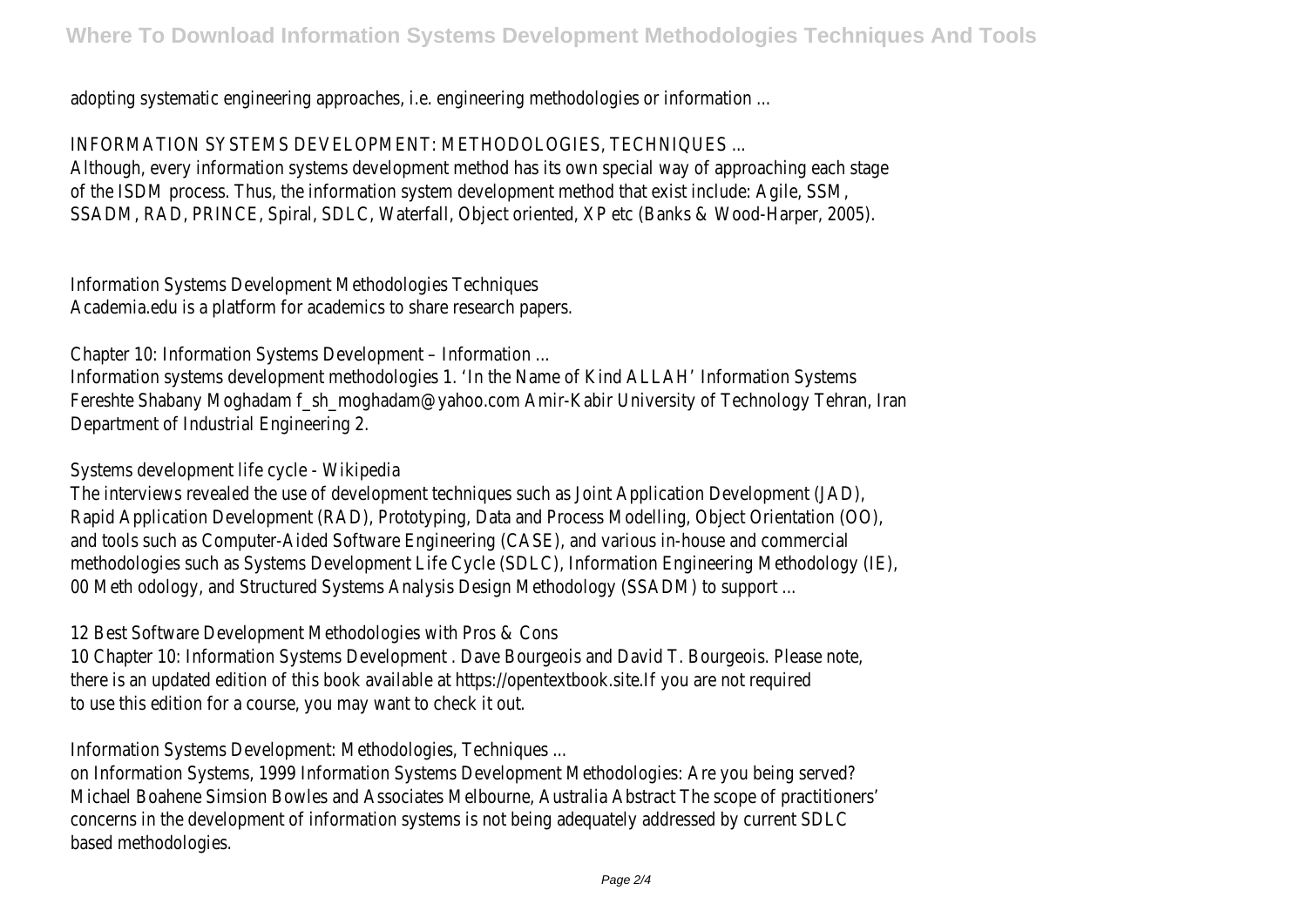adopting systematic engineering approaches, i.e. engineering methodologies or information ...

INFORMATION SYSTEMS DEVELOPMENT: METHODOLOGIES, TECHNIQUES ...

Although, every information systems development method has its own special way of approaching each stage of the ISDM process. Thus, the information system development method that exist include: Agile, SSM, SSADM, RAD, PRINCE, Spiral, SDLC, Waterfall, Object oriented, XP etc (Banks & Wood-Harper, 2005).

Information Systems Development Methodologies Techniques

Academia.edu is a platform for academics to share research papers.

Chapter 10: Information Systems Development – Information ...

Information systems development methodologies 1. 'In the Name of Kind ALLAH' Information Systems Fereshte Shabany Moghadam f_sh_moghadam@yahoo.com Amir-Kabir University of Technology Tehran, Iran Department of Industrial Engineering 2.

Systems development life cycle - Wikipedia

The interviews revealed the use of development techniques such as Joint Application Development (JAD), Rapid Application Development (RAD), Prototyping, Data and Process Modelling, Object Orientation (OO), and tools such as Computer-Aided Software Engineering (CASE), and various in-house and commercial methodologies such as Systems Development Life Cycle (SDLC), Information Engineering Methodology (IE), 00 Meth odology, and Structured Systems Analysis Design Methodology (SSADM) to support ...

12 Best Software Development Methodologies with Pros & Cons

10 Chapter 10: Information Systems Development . Dave Bourgeois and David T. Bourgeois. Please note, there is an updated edition of this book available at https://opentextbook.site.If you are not required to use this edition for a course, you may want to check it out.

Information Systems Development: Methodologies, Techniques ...

on Information Systems, 1999 Information Systems Development Methodologies: Are you being served? Michael Boahene Simsion Bowles and Associates Melbourne, Australia Abstract The scope of practitioners' concerns in the development of information systems is not being adequately addressed by current SDLC based methodologies.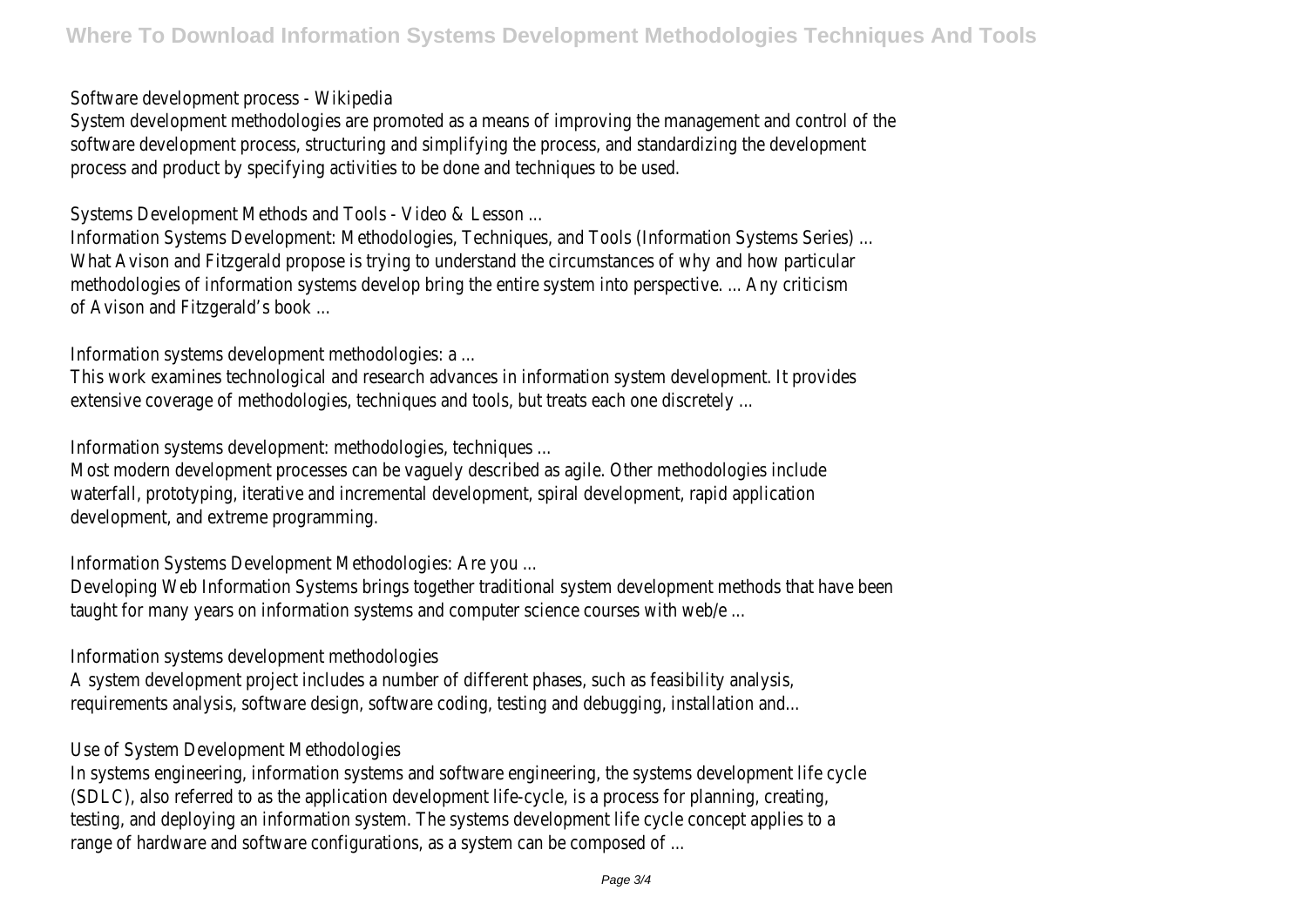Software development process - Wikipedia

System development methodologies are promoted as a means of improving the management and control of the software development process, structuring and simplifying the process, and standardizing the development process and product by specifying activities to be done and techniques to be used.

Systems Development Methods and Tools - Video & Lesson ...

Information Systems Development: Methodologies, Techniques, and Tools (Information Systems Series) ... What Avison and Fitzgerald propose is trying to understand the circumstances of why and how particular methodologies of information systems develop bring the entire system into perspective. ... Any criticism of Avison and Fitzgerald's book ...

Information systems development methodologies: a ...

This work examines technological and research advances in information system development. It provides extensive coverage of methodologies, techniques and tools, but treats each one discretely ...

Information systems development: methodologies, techniques ...

Most modern development processes can be vaguely described as agile. Other methodologies include waterfall, prototyping, iterative and incremental development, spiral development, rapid application development, and extreme programming.

Information Systems Development Methodologies: Are you ...

Developing Web Information Systems brings together traditional system development methods that have been taught for many years on information systems and computer science courses with web/e ...

Information systems development methodologies

A system development project includes a number of different phases, such as feasibility analysis, requirements analysis, software design, software coding, testing and debugging, installation and...

Use of System Development Methodologies

In systems engineering, information systems and software engineering, the systems development life cycle (SDLC), also referred to as the application development life-cycle, is a process for planning, creating, testing, and deploying an information system. The systems development life cycle concept applies to a range of hardware and software configurations, as a system can be composed of ...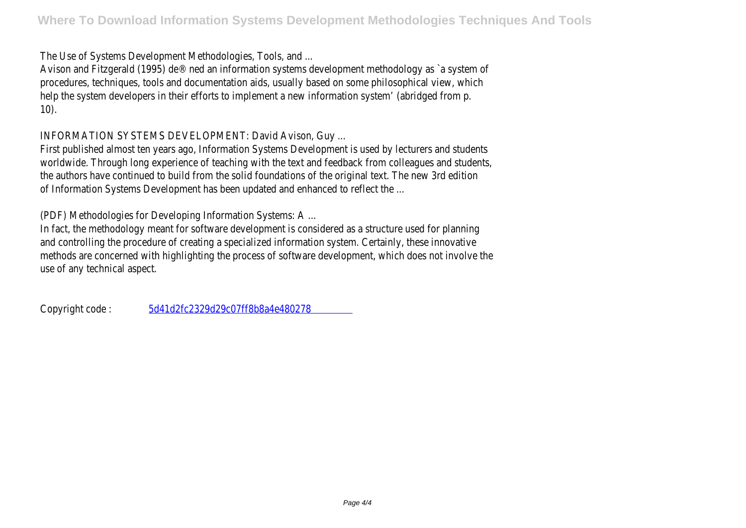The Use of Systems Development Methodologies, Tools, and ...

Avison and Fitzgerald (1995) de® ned an information systems development methodology as `a system of procedures, techniques, tools and documentation aids, usually based on some philosophical view, which help the system developers in their efforts to implement a new information system' (abridged from p. 10).

INFORMATION SYSTEMS DEVELOPMENT: David Avison, Guy ...

First published almost ten years ago, Information Systems Development is used by lecturers and students worldwide. Through long experience of teaching with the text and feedback from colleagues and students, the authors have continued to build from the solid foundations of the original text. The new 3rd edition of Information Systems Development has been updated and enhanced to reflect the ...

(PDF) Methodologies for Developing Information Systems: A ...

In fact, the methodology meant for software development is considered as a structure used for planning and controlling the procedure of creating a specialized information system. Certainly, these innovative methods are concerned with highlighting the process of software development, which does not involve the use of any technical aspect.

Copyright code : 5d41d2fc2329d29c07ff8b8a4e480278